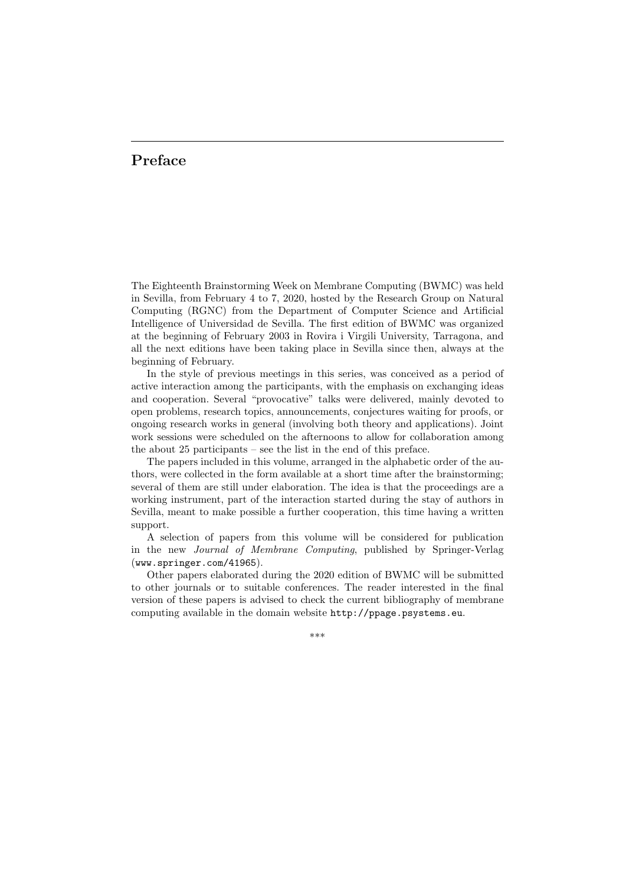# Preface

The Eighteenth Brainstorming Week on Membrane Computing (BWMC) was held in Sevilla, from February 4 to 7, 2020, hosted by the Research Group on Natural Computing (RGNC) from the Department of Computer Science and Artificial Intelligence of Universidad de Sevilla. The first edition of BWMC was organized at the beginning of February 2003 in Rovira i Virgili University, Tarragona, and all the next editions have been taking place in Sevilla since then, always at the beginning of February.

In the style of previous meetings in this series, was conceived as a period of active interaction among the participants, with the emphasis on exchanging ideas and cooperation. Several "provocative" talks were delivered, mainly devoted to open problems, research topics, announcements, conjectures waiting for proofs, or ongoing research works in general (involving both theory and applications). Joint work sessions were scheduled on the afternoons to allow for collaboration among the about 25 participants – see the list in the end of this preface.

The papers included in this volume, arranged in the alphabetic order of the authors, were collected in the form available at a short time after the brainstorming; several of them are still under elaboration. The idea is that the proceedings are a working instrument, part of the interaction started during the stay of authors in Sevilla, meant to make possible a further cooperation, this time having a written support.

A selection of papers from this volume will be considered for publication in the new *Journal of Membrane Computing*, published by Springer-Verlag (`www.springer.com/41965`).

Other papers elaborated during the 2020 edition of BWMC will be submitted to other journals or to suitable conferences. The reader interested in the final version of these papers is advised to check the current bibliography of membrane computing available in the domain website `http://ppage.psystems.eu`.

\*\*\*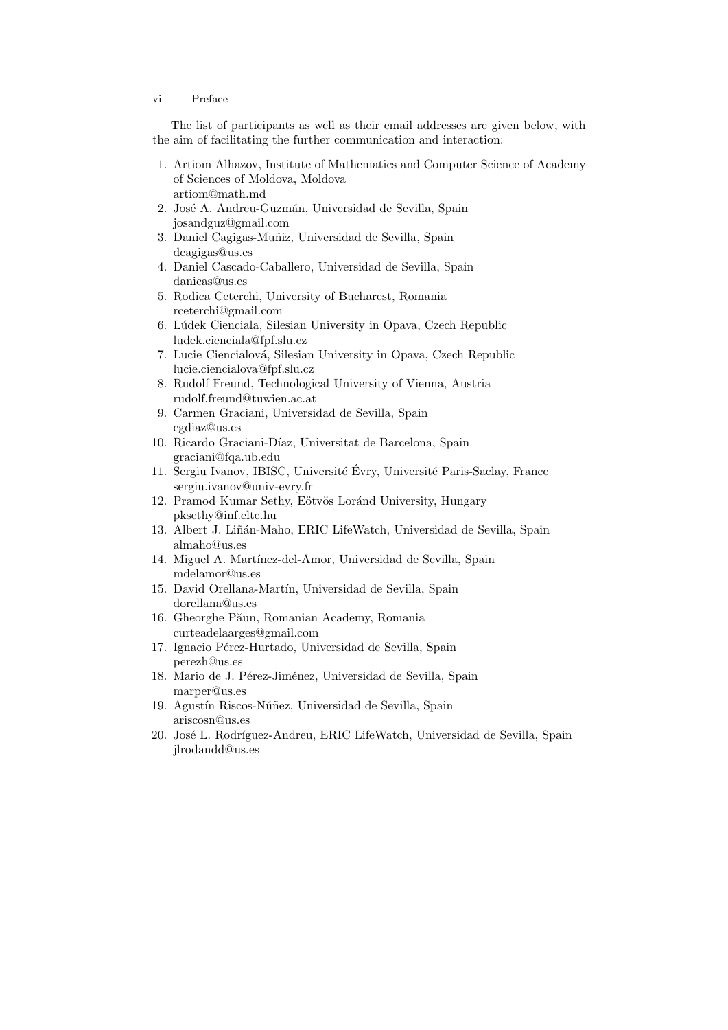The list of participants as well as their email addresses are given below, with the aim of facilitating the further communication and interaction:

1. Artiom Alhazov, Institute of Mathematics and Computer Science of Academy of Sciences of Moldova, Moldova
   artiom@math.md
2. José A. Andreu-Guzmán, Universidad de Sevilla, Spain
   josandguz@gmail.com
3. Daniel Cagigas-Muñiz, Universidad de Sevilla, Spain
   dcagigas@us.es
4. Daniel Cascado-Caballero, Universidad de Sevilla, Spain
   danicas@us.es
5. Rodica Ceterchi, University of Bucharest, Romania
   rceterchi@gmail.com
6. Lúdek Cienciala, Silesian University in Opava, Czech Republic
   ludek.cienciala@fpf.slu.cz
7. Lucie Ciencialová, Silesian University in Opava, Czech Republic
   lucie.ciencialova@fpf.slu.cz
8. Rudolf Freund, Technological University of Vienna, Austria
   rudolf.freund@tuwien.ac.at
9. Carmen Graciani, Universidad de Sevilla, Spain
   cgdiaz@us.es
10. Ricardo Graciani-Díaz, Universitat de Barcelona, Spain
    graciani@fqa.ub.edu
11. Sergiu Ivanov, IBISC, Université Évry, Université Paris-Saclay, France
    sergiu.ivanov@univ-evry.fr
12. Pramod Kumar Sethy, Eötvös Loránd University, Hungary
    pksethy@inf.elte.hu
13. Albert J. Liñán-Maho, ERIC LifeWatch, Universidad de Sevilla, Spain
    almaho@us.es
14. Miguel A. Martínez-del-Amor, Universidad de Sevilla, Spain
    mdelamor@us.es
15. David Orellana-Martín, Universidad de Sevilla, Spain
    dorellana@us.es
16. Gheorghe Păun, Romanian Academy, Romania
    curteadelaarges@gmail.com
17. Ignacio Pérez-Hurtado, Universidad de Sevilla, Spain
    perezh@us.es
18. Mario de J. Pérez-Jiménez, Universidad de Sevilla, Spain
    marper@us.es
19. Agustín Riscos-Núñez, Universidad de Sevilla, Spain
    ariscosn@us.es
20. José L. Rodríguez-Andreu, ERIC LifeWatch, Universidad de Sevilla, Spain
    jlrodandd@us.es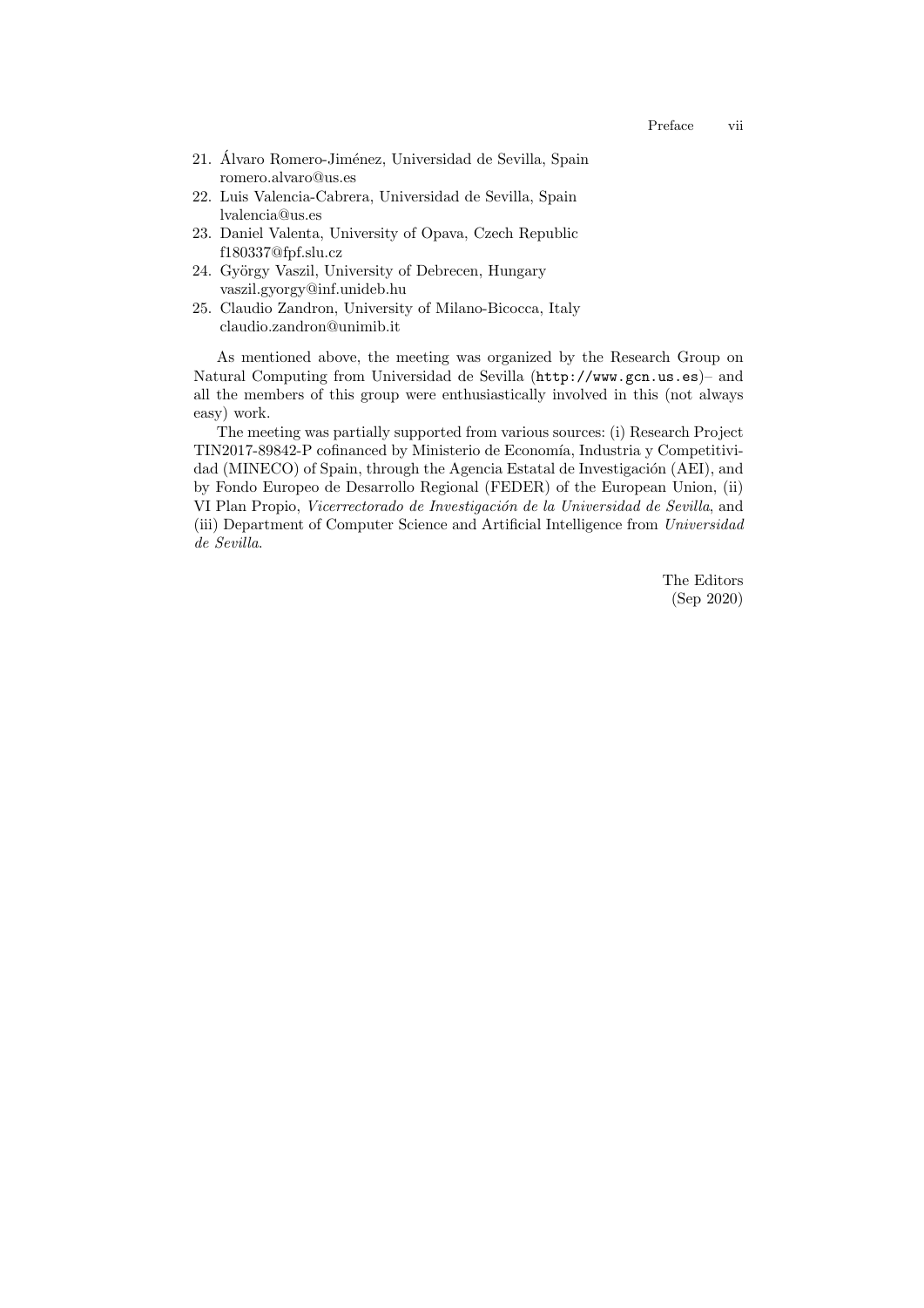21. Álvaro Romero-Jiménez, Universidad de Sevilla, Spain
    romero.alvaro@us.es
22. Luis Valencia-Cabrera, Universidad de Sevilla, Spain
    lvalencia@us.es
23. Daniel Valenta, University of Opava, Czech Republic
    f180337@fpf.slu.cz
24. György Vaszil, University of Debrecen, Hungary
    vaszil.gyorgy@inf.unideb.hu
25. Claudio Zandron, University of Milano-Bicocca, Italy
    claudio.zandron@unimib.it

As mentioned above, the meeting was organized by the Research Group on Natural Computing from Universidad de Sevilla (`http://www.gcn.us.es`)– and all the members of this group were enthusiastically involved in this (not always easy) work.

The meeting was partially supported from various sources: (i) Research Project TIN2017-89842-P cofinanced by Ministerio de Economía, Industria y Competitividad (MINECO) of Spain, through the Agencia Estatal de Investigación (AEI), and by Fondo Europeo de Desarrollo Regional (FEDER) of the European Union, (ii) VI Plan Propio, *Vicerrectorado de Investigación de la Universidad de Sevilla*, and (iii) Department of Computer Science and Artificial Intelligence from *Universidad de Sevilla*.

The Editors
(Sep 2020)